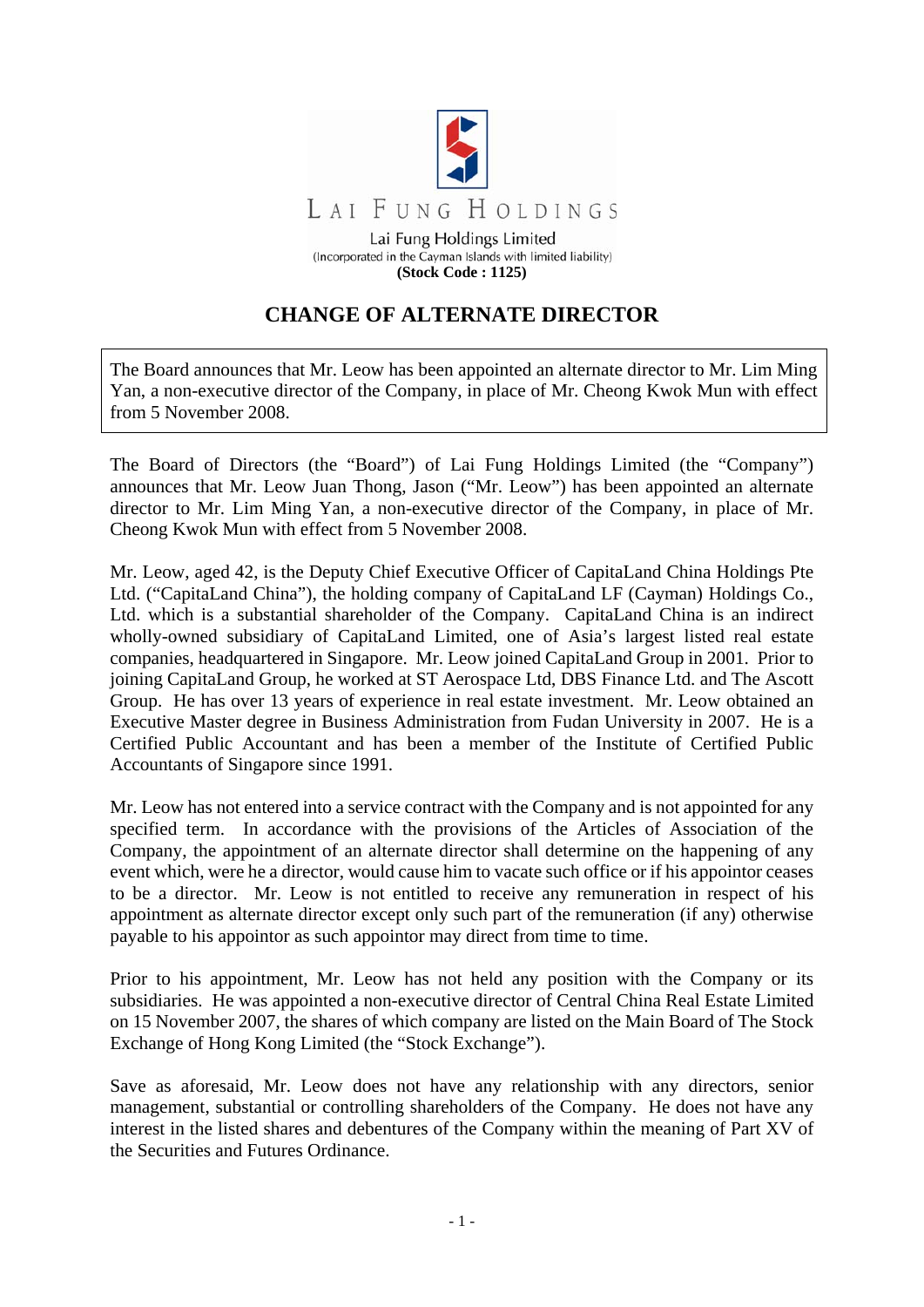LAI FUNG HOLDINGS

Lai Fung Holdings Limited

(Incorporated in the Cayman Islands with limited liability)

**(Stock Code : 1125)**

# CHANGE OF ALTERNATE DIRECTOR

The Board announces that Mr. Leow has been appointed an alternate director to Mr. Lim Ming Yan, a non-executive director of the Company, in place of Mr. Cheong Kwok Mun with effect from 5 November 2008.

The Board of Directors (the "Board") of Lai Fung Holdings Limited (the "Company") announces that Mr. Leow Juan Thong, Jason ("Mr. Leow") has been appointed an alternate director to Mr. Lim Ming Yan, a non-executive director of the Company, in place of Mr. Cheong Kwok Mun with effect from 5 November 2008.

Mr. Leow, aged 42, is the Deputy Chief Executive Officer of CapitaLand China Holdings Pte Ltd. ("CapitaLand China"), the holding company of CapitaLand LF (Cayman) Holdings Co., Ltd. which is a substantial shareholder of the Company. CapitaLand China is an indirect wholly-owned subsidiary of CapitaLand Limited, one of Asia's largest listed real estate companies, headquartered in Singapore. Mr. Leow joined CapitaLand Group in 2001. Prior to joining CapitaLand Group, he worked at ST Aerospace Ltd, DBS Finance Ltd. and The Ascott Group. He has over 13 years of experience in real estate investment. Mr. Leow obtained an Executive Master degree in Business Administration from Fudan University in 2007. He is a Certified Public Accountant and has been a member of the Institute of Certified Public Accountants of Singapore since 1991.

Mr. Leow has not entered into a service contract with the Company and is not appointed for any specified term. In accordance with the provisions of the Articles of Association of the Company, the appointment of an alternate director shall determine on the happening of any event which, were he a director, would cause him to vacate such office or if his appointor ceases to be a director. Mr. Leow is not entitled to receive any remuneration in respect of his appointment as alternate director except only such part of the remuneration (if any) otherwise payable to his appointor as such appointor may direct from time to time.

Prior to his appointment, Mr. Leow has not held any position with the Company or its subsidiaries. He was appointed a non-executive director of Central China Real Estate Limited on 15 November 2007, the shares of which company are listed on the Main Board of The Stock Exchange of Hong Kong Limited (the "Stock Exchange").

Save as aforesaid, Mr. Leow does not have any relationship with any directors, senior management, substantial or controlling shareholders of the Company. He does not have any interest in the listed shares and debentures of the Company within the meaning of Part XV of the Securities and Futures Ordinance.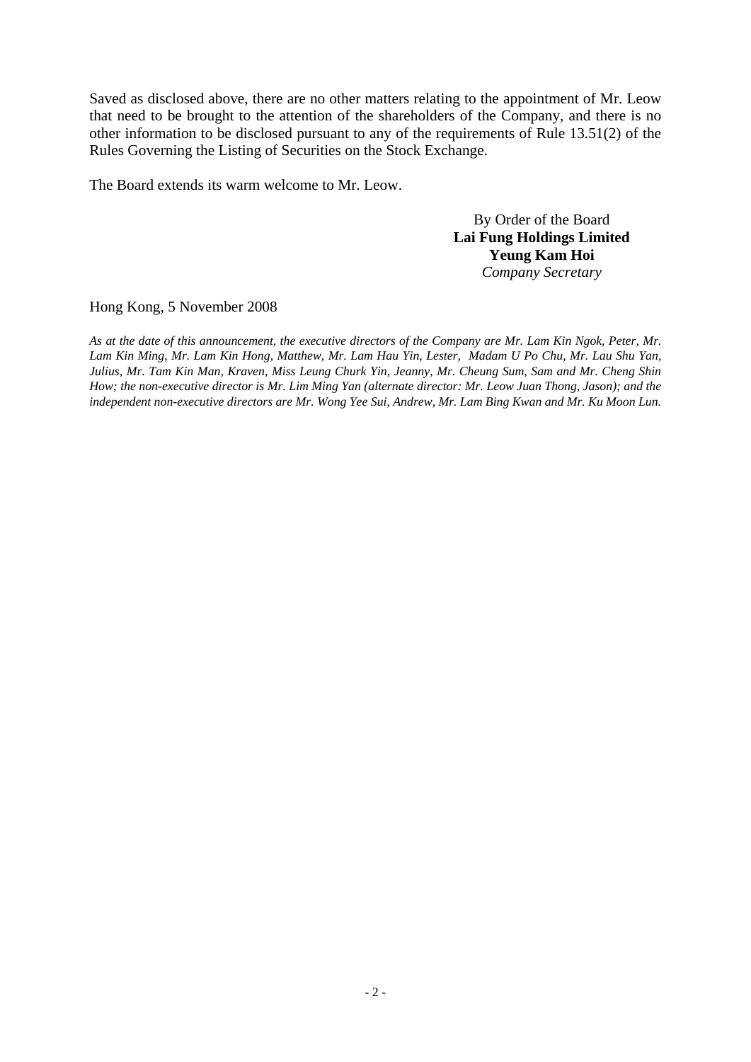Saved as disclosed above, there are no other matters relating to the appointment of Mr. Leow that need to be brought to the attention of the shareholders of the Company, and there is no other information to be disclosed pursuant to any of the requirements of Rule 13.51(2) of the Rules Governing the Listing of Securities on the Stock Exchange.

The Board extends its warm welcome to Mr. Leow.

By Order of the Board
**Lai Fung Holdings Limited**
**Yeung Kam Hoi**
*Company Secretary*

Hong Kong, 5 November 2008

*As at the date of this announcement, the executive directors of the Company are Mr. Lam Kin Ngok, Peter, Mr. Lam Kin Ming, Mr. Lam Kin Hong, Matthew, Mr. Lam Hau Yin, Lester, Madam U Po Chu, Mr. Lau Shu Yan, Julius, Mr. Tam Kin Man, Kraven, Miss Leung Churk Yin, Jeanny, Mr. Cheung Sum, Sam and Mr. Cheng Shin How; the non-executive director is Mr. Lim Ming Yan (alternate director: Mr. Leow Juan Thong, Jason); and the independent non-executive directors are Mr. Wong Yee Sui, Andrew, Mr. Lam Bing Kwan and Mr. Ku Moon Lun.*